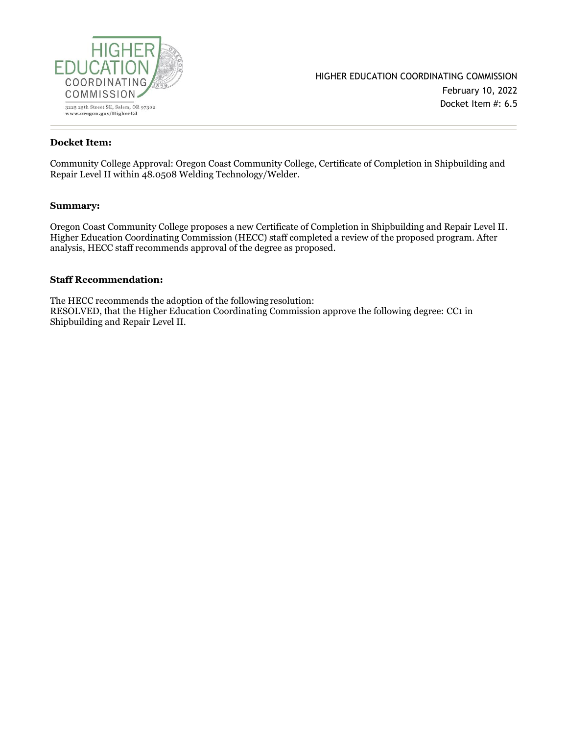HIGHER EDUCATION COORDINATING COMMISSION

3225 25th Street SE, Salem, OR 97302
www.oregon.gov/HigherEd

HIGHER EDUCATION COORDINATING COMMISSION
February 10, 2022
Docket Item #: 6.5

---

**Docket Item:**

Community College Approval: Oregon Coast Community College, Certificate of Completion in Shipbuilding and Repair Level II within 48.0508 Welding Technology/Welder.

**Summary:**

Oregon Coast Community College proposes a new Certificate of Completion in Shipbuilding and Repair Level II. Higher Education Coordinating Commission (HECC) staff completed a review of the proposed program. After analysis, HECC staff recommends approval of the degree as proposed.

**Staff Recommendation:**

The HECC recommends the adoption of the following resolution:
RESOLVED, that the Higher Education Coordinating Commission approve the following degree: CC1 in Shipbuilding and Repair Level II.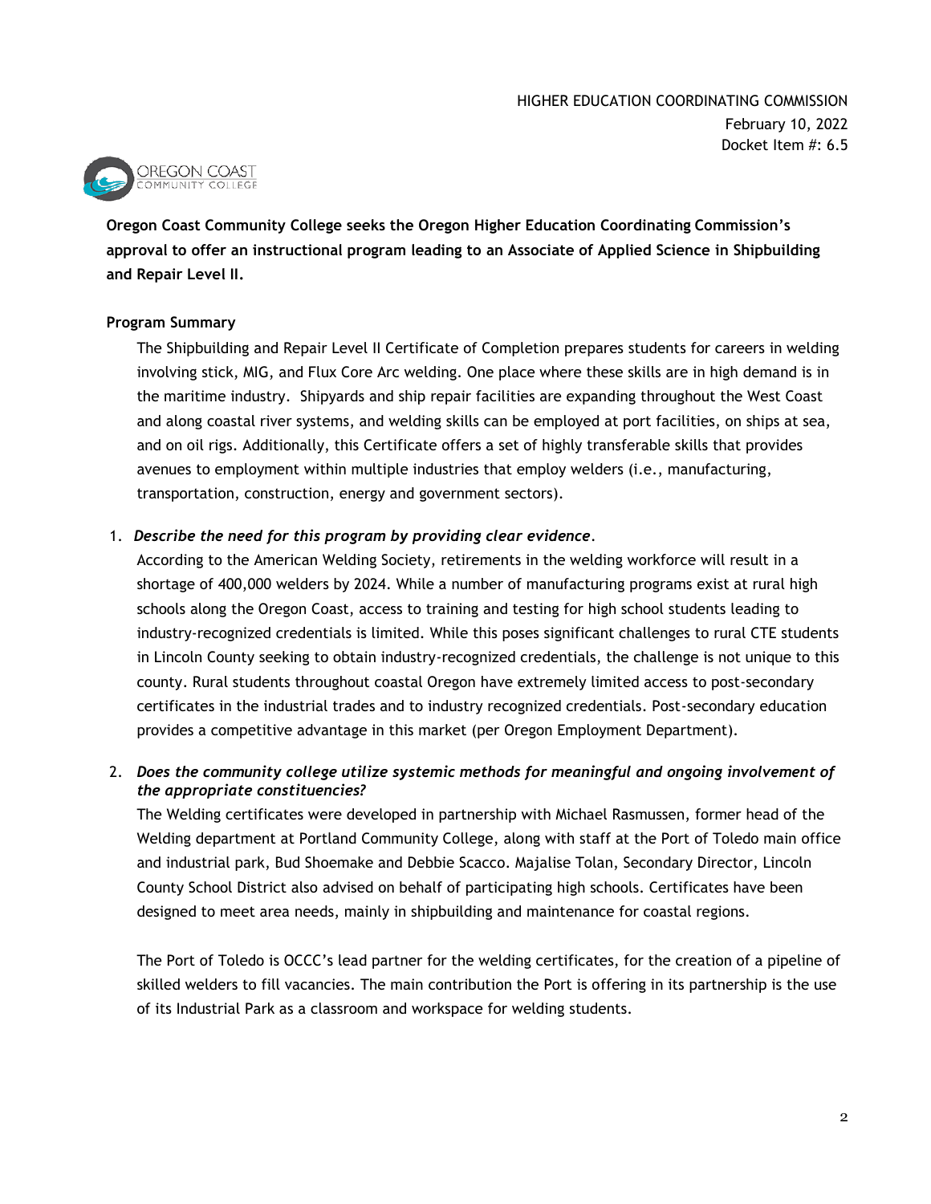HIGHER EDUCATION COORDINATING COMMISSION
February 10, 2022
Docket Item #: 6.5

**Oregon Coast Community College seeks the Oregon Higher Education Coordinating Commission's approval to offer an instructional program leading to an Associate of Applied Science in Shipbuilding and Repair Level II.**

**Program Summary**

The Shipbuilding and Repair Level II Certificate of Completion prepares students for careers in welding involving stick, MIG, and Flux Core Arc welding. One place where these skills are in high demand is in the maritime industry. Shipyards and ship repair facilities are expanding throughout the West Coast and along coastal river systems, and welding skills can be employed at port facilities, on ships at sea, and on oil rigs. Additionally, this Certificate offers a set of highly transferable skills that provides avenues to employment within multiple industries that employ welders (i.e., manufacturing, transportation, construction, energy and government sectors).

1. ***Describe the need for this program by providing clear evidence*.**

   According to the American Welding Society, retirements in the welding workforce will result in a shortage of 400,000 welders by 2024. While a number of manufacturing programs exist at rural high schools along the Oregon Coast, access to training and testing for high school students leading to industry-recognized credentials is limited. While this poses significant challenges to rural CTE students in Lincoln County seeking to obtain industry-recognized credentials, the challenge is not unique to this county. Rural students throughout coastal Oregon have extremely limited access to post-secondary certificates in the industrial trades and to industry recognized credentials. Post-secondary education provides a competitive advantage in this market (per Oregon Employment Department).

2. ***Does the community college utilize systemic methods for meaningful and ongoing involvement of the appropriate constituencies?***

   The Welding certificates were developed in partnership with Michael Rasmussen, former head of the Welding department at Portland Community College, along with staff at the Port of Toledo main office and industrial park, Bud Shoemake and Debbie Scacco. Majalise Tolan, Secondary Director, Lincoln County School District also advised on behalf of participating high schools. Certificates have been designed to meet area needs, mainly in shipbuilding and maintenance for coastal regions.

   The Port of Toledo is OCCC's lead partner for the welding certificates, for the creation of a pipeline of skilled welders to fill vacancies. The main contribution the Port is offering in its partnership is the use of its Industrial Park as a classroom and workspace for welding students.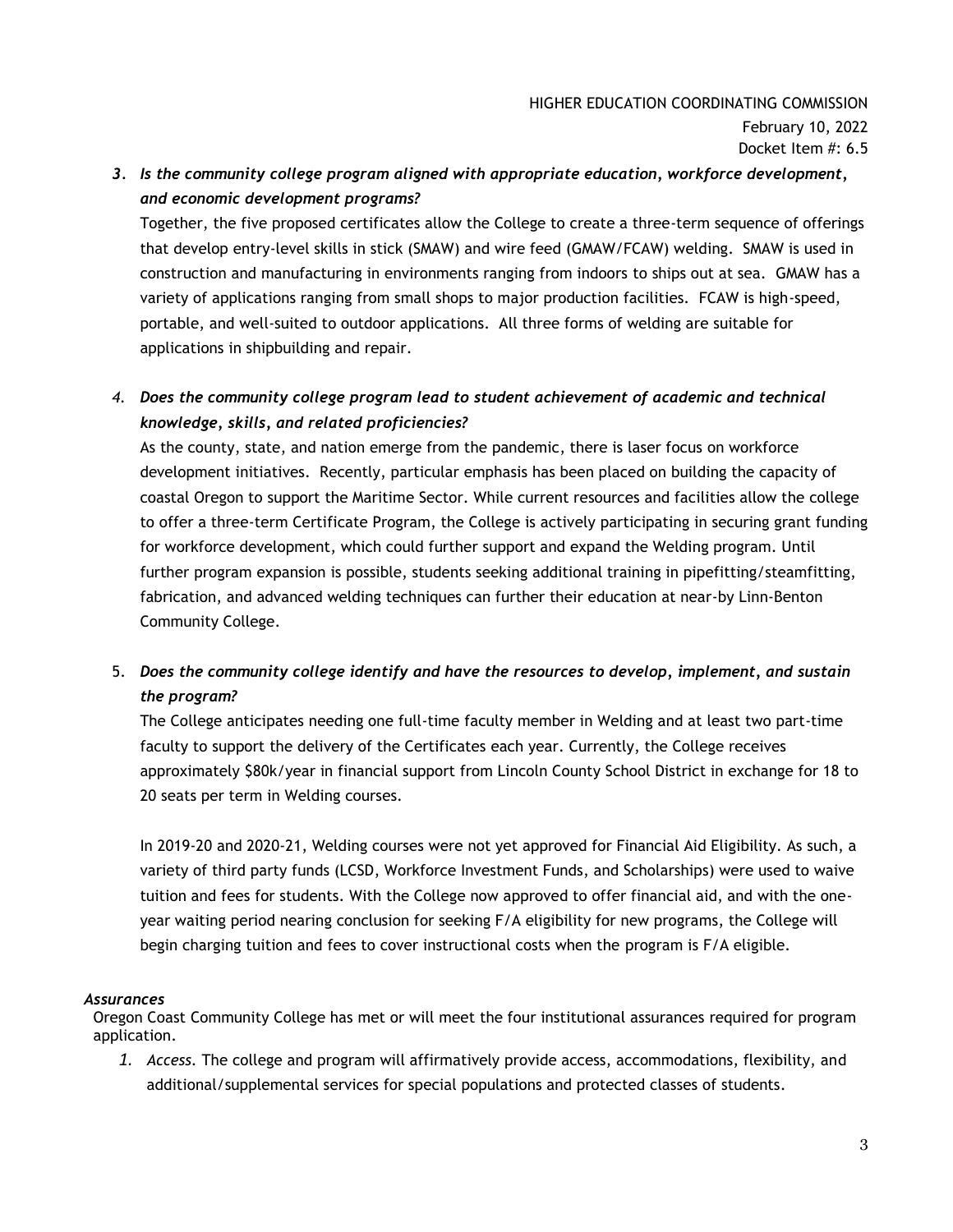3. ***Is the community college program aligned with appropriate education, workforce development, and economic development programs?***

   Together, the five proposed certificates allow the College to create a three-term sequence of offerings that develop entry-level skills in stick (SMAW) and wire feed (GMAW/FCAW) welding. SMAW is used in construction and manufacturing in environments ranging from indoors to ships out at sea. GMAW has a variety of applications ranging from small shops to major production facilities. FCAW is high-speed, portable, and well-suited to outdoor applications. All three forms of welding are suitable for applications in shipbuilding and repair.

4. ***Does the community college program lead to student achievement of academic and technical knowledge, skills, and related proficiencies?***

   As the county, state, and nation emerge from the pandemic, there is laser focus on workforce development initiatives. Recently, particular emphasis has been placed on building the capacity of coastal Oregon to support the Maritime Sector. While current resources and facilities allow the college to offer a three-term Certificate Program, the College is actively participating in securing grant funding for workforce development, which could further support and expand the Welding program. Until further program expansion is possible, students seeking additional training in pipefitting/steamfitting, fabrication, and advanced welding techniques can further their education at near-by Linn-Benton Community College.

5. ***Does the community college identify and have the resources to develop, implement, and sustain the program?***

   The College anticipates needing one full-time faculty member in Welding and at least two part-time faculty to support the delivery of the Certificates each year. Currently, the College receives approximately $80k/year in financial support from Lincoln County School District in exchange for 18 to 20 seats per term in Welding courses.

   In 2019-20 and 2020-21, Welding courses were not yet approved for Financial Aid Eligibility. As such, a variety of third party funds (LCSD, Workforce Investment Funds, and Scholarships) were used to waive tuition and fees for students. With the College now approved to offer financial aid, and with the one-year waiting period nearing conclusion for seeking F/A eligibility for new programs, the College will begin charging tuition and fees to cover instructional costs when the program is F/A eligible.

***Assurances***

Oregon Coast Community College has met or will meet the four institutional assurances required for program application.

1. *Access.* The college and program will affirmatively provide access, accommodations, flexibility, and additional/supplemental services for special populations and protected classes of students.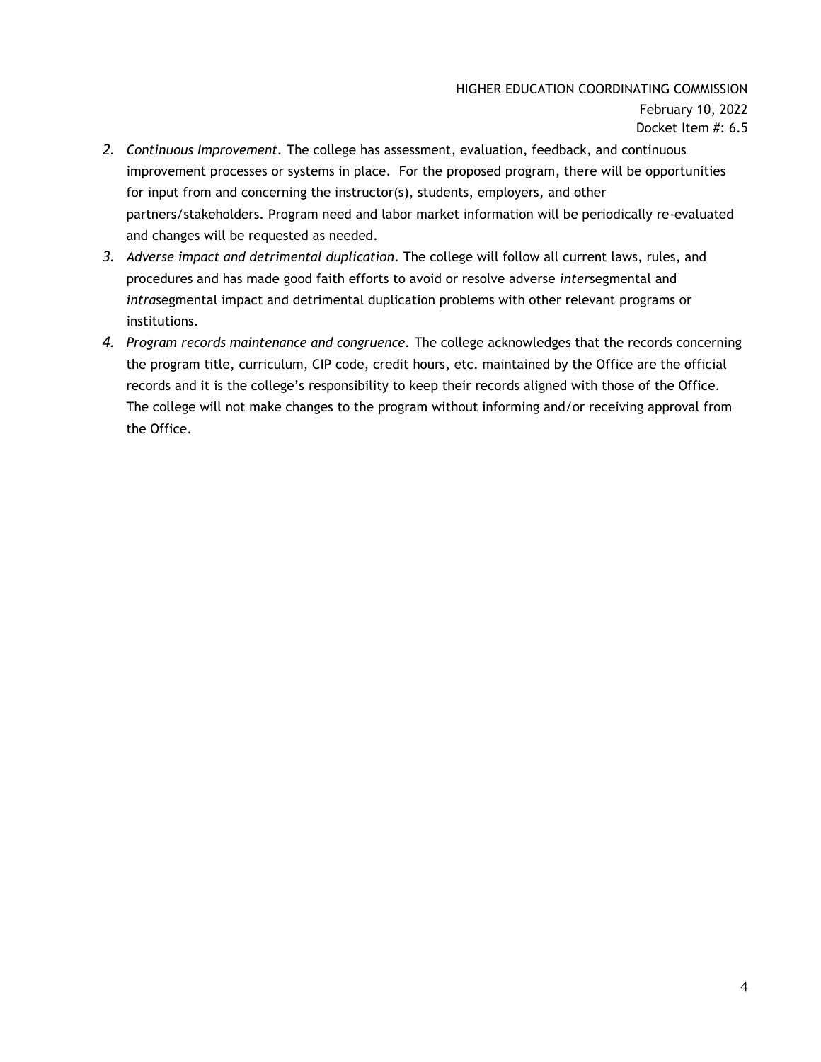2. *Continuous Improvement.* The college has assessment, evaluation, feedback, and continuous improvement processes or systems in place. For the proposed program, there will be opportunities for input from and concerning the instructor(s), students, employers, and other partners/stakeholders. Program need and labor market information will be periodically re-evaluated and changes will be requested as needed.
3. *Adverse impact and detrimental duplication*. The college will follow all current laws, rules, and procedures and has made good faith efforts to avoid or resolve adverse *inter*segmental and *intra*segmental impact and detrimental duplication problems with other relevant programs or institutions.
4. *Program records maintenance and congruence.* The college acknowledges that the records concerning the program title, curriculum, CIP code, credit hours, etc. maintained by the Office are the official records and it is the college's responsibility to keep their records aligned with those of the Office. The college will not make changes to the program without informing and/or receiving approval from the Office.